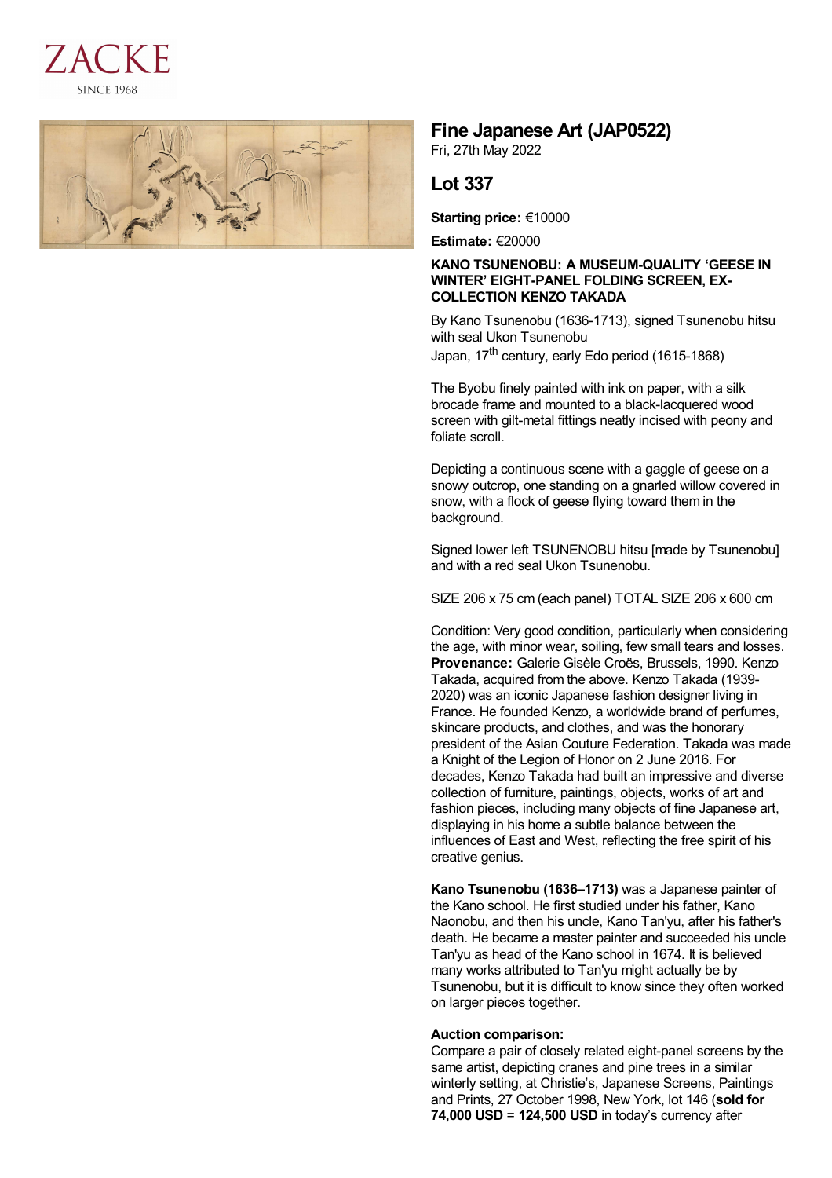ZACKE

SINCE 1968

# Fine Japanese Art (JAP0522)

Fri, 27th May 2022

## Lot 337

**Starting price:** €10000

**Estimate:** €20000

**KANO TSUNENOBU: A MUSEUM-QUALITY 'GEESE IN WINTER' EIGHT-PANEL FOLDING SCREEN, EX-COLLECTION KENZO TAKADA**

By Kano Tsunenobu (1636-1713), signed Tsunenobu hitsu with seal Ukon Tsunenobu

Japan, 17th century, early Edo period (1615-1868)

The Byobu finely painted with ink on paper, with a silk brocade frame and mounted to a black-lacquered wood screen with gilt-metal fittings neatly incised with peony and foliate scroll.

Depicting a continuous scene with a gaggle of geese on a snowy outcrop, one standing on a gnarled willow covered in snow, with a flock of geese flying toward them in the background.

Signed lower left TSUNENOBU hitsu [made by Tsunenobu] and with a red seal Ukon Tsunenobu.

SIZE 206 x 75 cm (each panel) TOTAL SIZE 206 x 600 cm

Condition: Very good condition, particularly when considering the age, with minor wear, soiling, few small tears and losses.

**Provenance:** Galerie Gisèle Croës, Brussels, 1990. Kenzo Takada, acquired from the above. Kenzo Takada (1939-2020) was an iconic Japanese fashion designer living in France. He founded Kenzo, a worldwide brand of perfumes, skincare products, and clothes, and was the honorary president of the Asian Couture Federation. Takada was made a Knight of the Legion of Honor on 2 June 2016. For decades, Kenzo Takada had built an impressive and diverse collection of furniture, paintings, objects, works of art and fashion pieces, including many objects of fine Japanese art, displaying in his home a subtle balance between the influences of East and West, reflecting the free spirit of his creative genius.

**Kano Tsunenobu (1636–1713)** was a Japanese painter of the Kano school. He first studied under his father, Kano Naonobu, and then his uncle, Kano Tan'yu, after his father's death. He became a master painter and succeeded his uncle Tan'yu as head of the Kano school in 1674. It is believed many works attributed to Tan'yu might actually be by Tsunenobu, but it is difficult to know since they often worked on larger pieces together.

**Auction comparison:**

Compare a pair of closely related eight-panel screens by the same artist, depicting cranes and pine trees in a similar winterly setting, at Christie's, Japanese Screens, Paintings and Prints, 27 October 1998, New York, lot 146 (**sold for 74,000 USD** = **124,500 USD** in today's currency after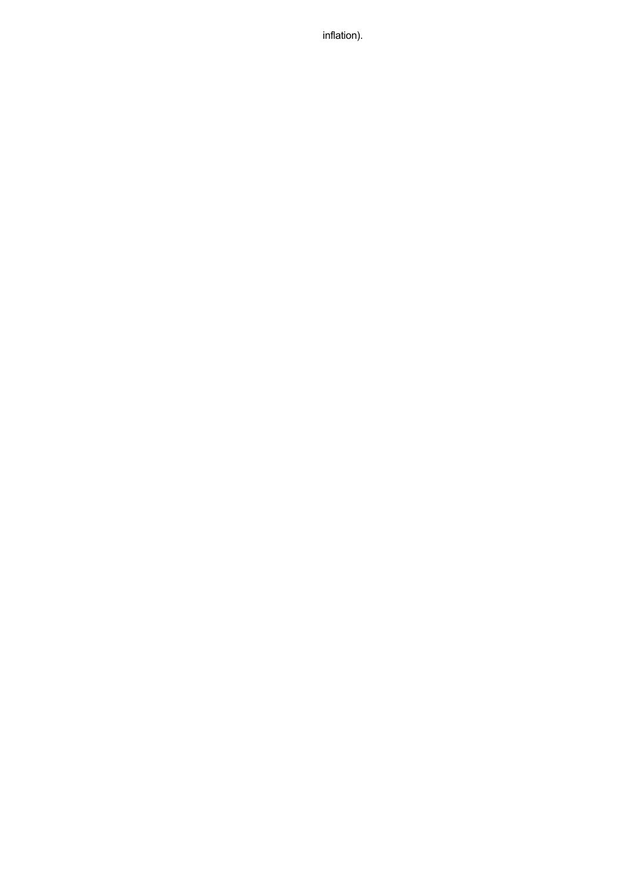inflation).